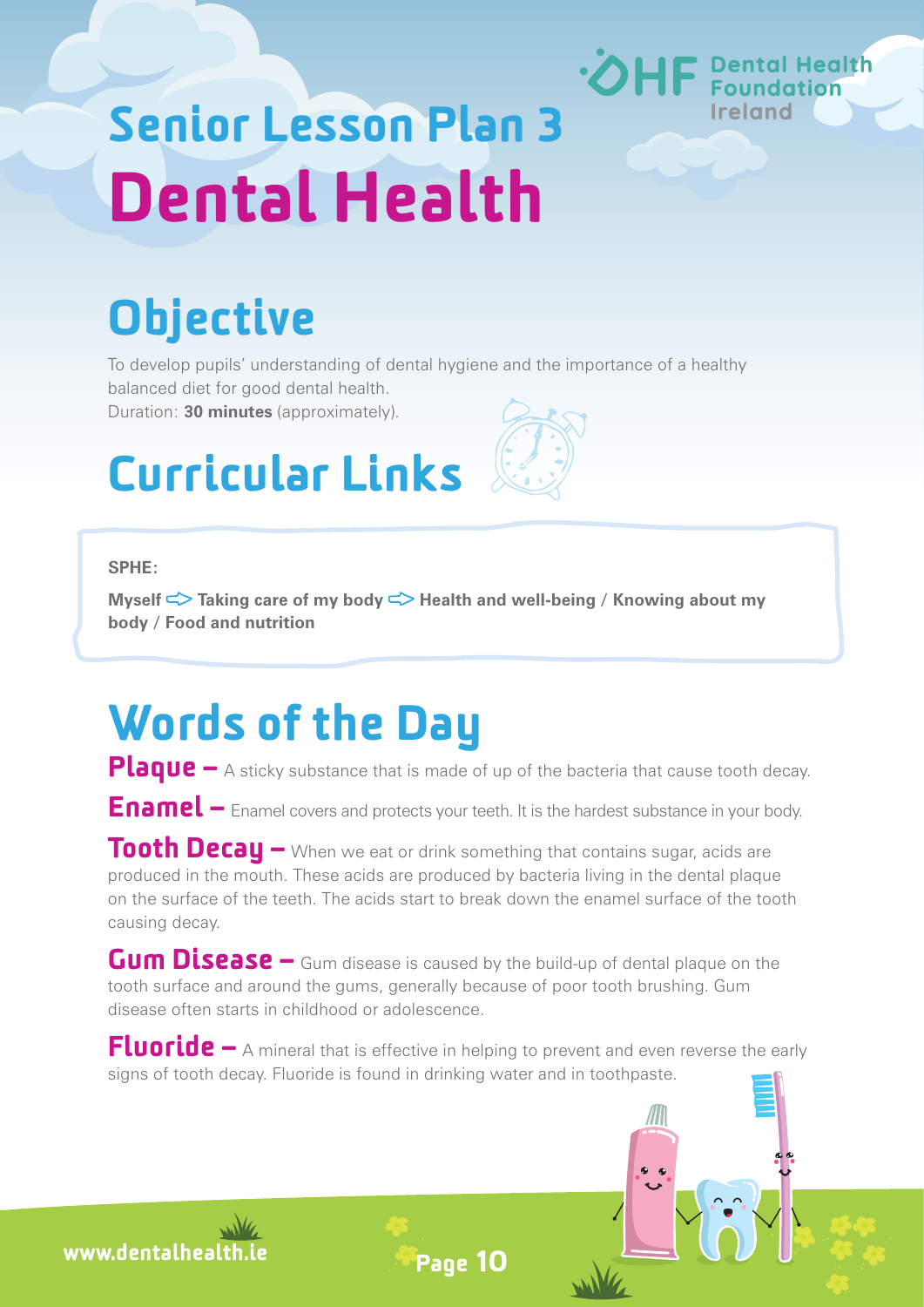# Senior Lesson Plan 3
# Dental Health

## Objective

To develop pupils' understanding of dental hygiene and the importance of a healthy balanced diet for good dental health.
Duration: **30 minutes** (approximately).

## Curricular Links

**SPHE:**

**Myself ⇨ Taking care of my body ⇨ Health and well-being / Knowing about my body / Food and nutrition**

## Words of the Day

**Plaque –** A sticky substance that is made of up of the bacteria that cause tooth decay.

**Enamel –** Enamel covers and protects your teeth. It is the hardest substance in your body.

**Tooth Decay –** When we eat or drink something that contains sugar, acids are produced in the mouth. These acids are produced by bacteria living in the dental plaque on the surface of the teeth. The acids start to break down the enamel surface of the tooth causing decay.

**Gum Disease –** Gum disease is caused by the build-up of dental plaque on the tooth surface and around the gums, generally because of poor tooth brushing. Gum disease often starts in childhood or adolescence.

**Fluoride –** A mineral that is effective in helping to prevent and even reverse the early signs of tooth decay. Fluoride is found in drinking water and in toothpaste.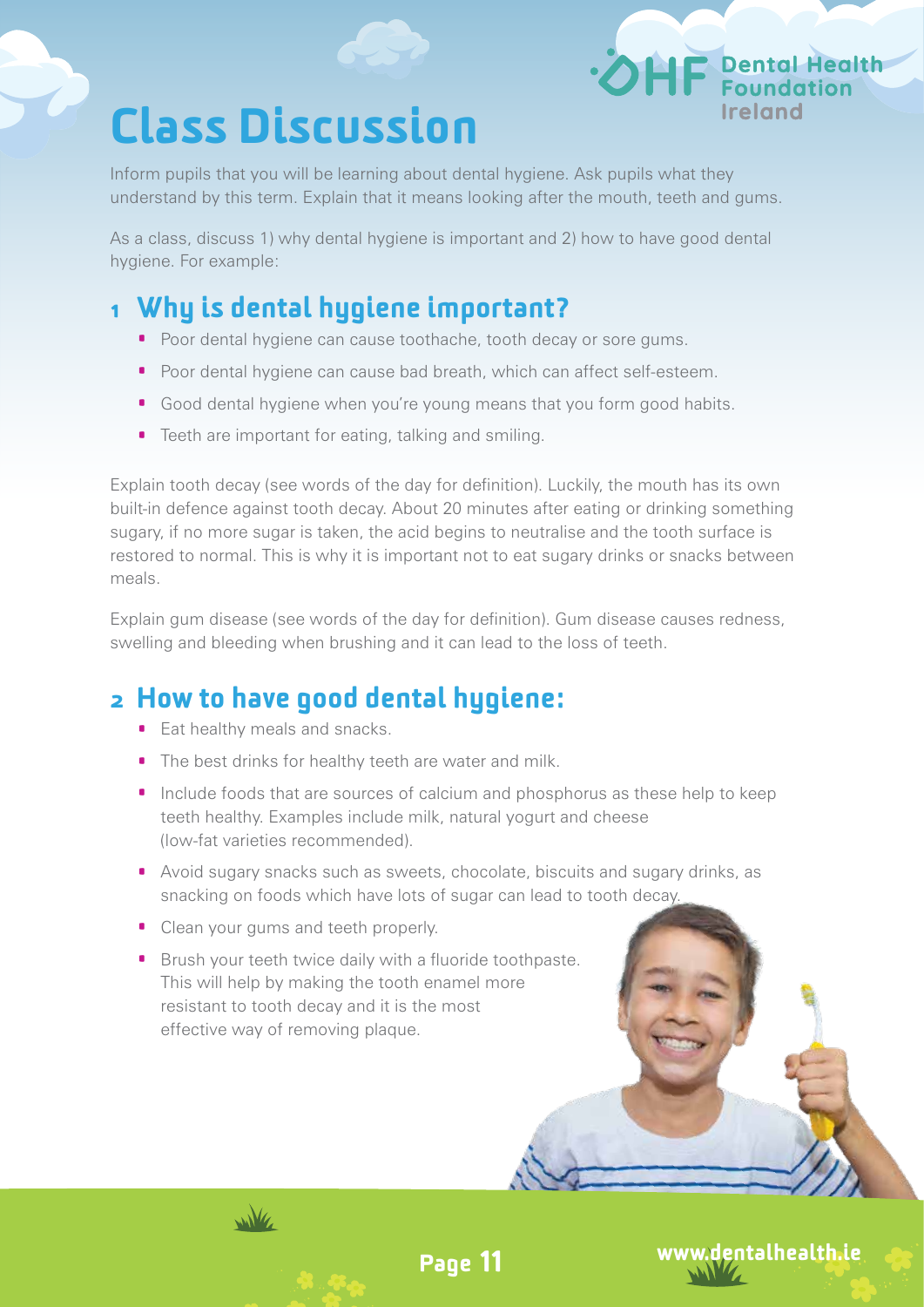# Class Discussion

Inform pupils that you will be learning about dental hygiene. Ask pupils what they understand by this term. Explain that it means looking after the mouth, teeth and gums.

As a class, discuss 1) why dental hygiene is important and 2) how to have good dental hygiene. For example:

## 1 Why is dental hygiene important?

- Poor dental hygiene can cause toothache, tooth decay or sore gums.
- Poor dental hygiene can cause bad breath, which can affect self-esteem.
- Good dental hygiene when you're young means that you form good habits.
- Teeth are important for eating, talking and smiling.

Explain tooth decay (see words of the day for definition). Luckily, the mouth has its own built-in defence against tooth decay. About 20 minutes after eating or drinking something sugary, if no more sugar is taken, the acid begins to neutralise and the tooth surface is restored to normal. This is why it is important not to eat sugary drinks or snacks between meals.

Explain gum disease (see words of the day for definition). Gum disease causes redness, swelling and bleeding when brushing and it can lead to the loss of teeth.

## 2 How to have good dental hygiene:

- Eat healthy meals and snacks.
- The best drinks for healthy teeth are water and milk.
- Include foods that are sources of calcium and phosphorus as these help to keep teeth healthy. Examples include milk, natural yogurt and cheese (low-fat varieties recommended).
- Avoid sugary snacks such as sweets, chocolate, biscuits and sugary drinks, as snacking on foods which have lots of sugar can lead to tooth decay.
- Clean your gums and teeth properly.
- Brush your teeth twice daily with a fluoride toothpaste. This will help by making the tooth enamel more resistant to tooth decay and it is the most effective way of removing plaque.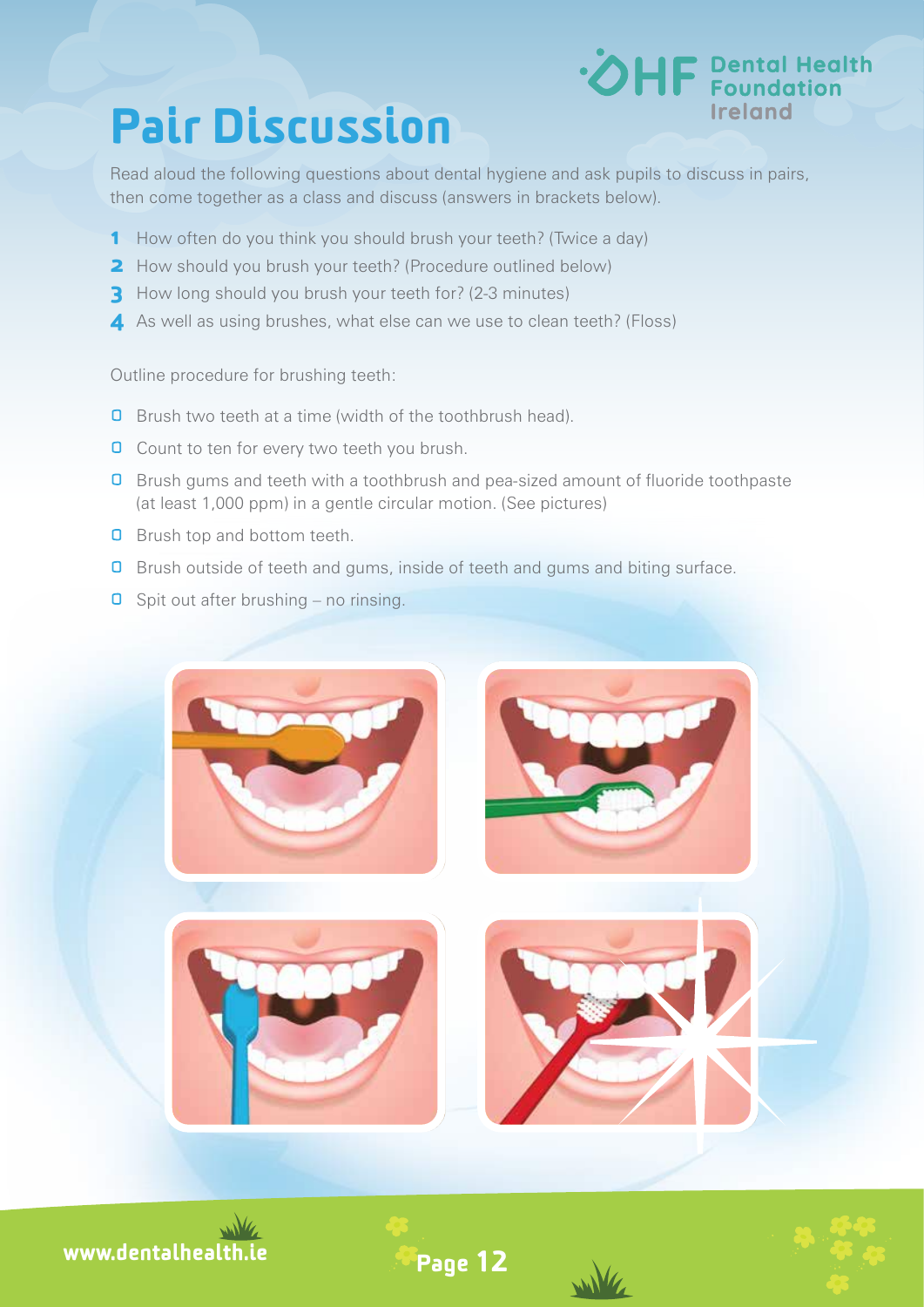# Pair Discussion

Read aloud the following questions about dental hygiene and ask pupils to discuss in pairs, then come together as a class and discuss (answers in brackets below).

1. How often do you think you should brush your teeth? (Twice a day)
2. How should you brush your teeth? (Procedure outlined below)
3. How long should you brush your teeth for? (2-3 minutes)
4. As well as using brushes, what else can we use to clean teeth? (Floss)

Outline procedure for brushing teeth:

- Brush two teeth at a time (width of the toothbrush head).
- Count to ten for every two teeth you brush.
- Brush gums and teeth with a toothbrush and pea-sized amount of fluoride toothpaste (at least 1,000 ppm) in a gentle circular motion. (See pictures)
- Brush top and bottom teeth.
- Brush outside of teeth and gums, inside of teeth and gums and biting surface.
- Spit out after brushing – no rinsing.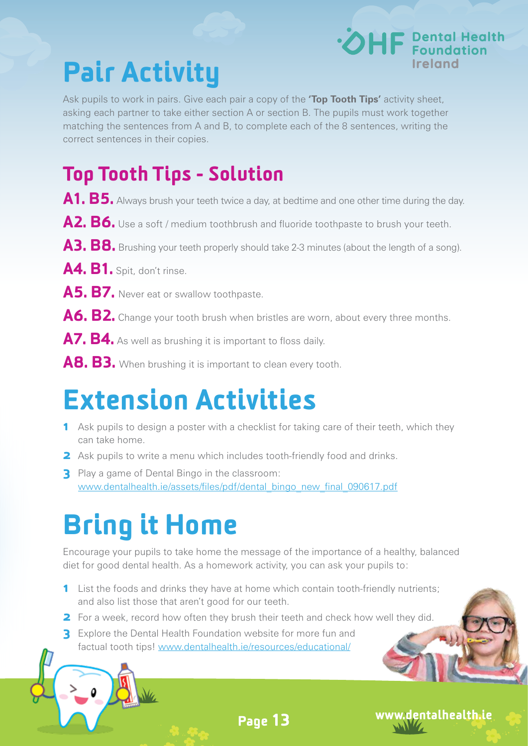# Pair Activity

Ask pupils to work in pairs. Give each pair a copy of the **'Top Tooth Tips'** activity sheet, asking each partner to take either section A or section B. The pupils must work together matching the sentences from A and B, to complete each of the 8 sentences, writing the correct sentences in their copies.

## Top Tooth Tips - Solution

**A1. B5.** Always brush your teeth twice a day, at bedtime and one other time during the day.

**A2. B6.** Use a soft / medium toothbrush and fluoride toothpaste to brush your teeth.

**A3. B8.** Brushing your teeth properly should take 2-3 minutes (about the length of a song).

**A4. B1.** Spit, don't rinse.

**A5. B7.** Never eat or swallow toothpaste.

**A6. B2.** Change your tooth brush when bristles are worn, about every three months.

**A7. B4.** As well as brushing it is important to floss daily.

**A8. B3.** When brushing it is important to clean every tooth.

# Extension Activities

1. Ask pupils to design a poster with a checklist for taking care of their teeth, which they can take home.
2. Ask pupils to write a menu which includes tooth-friendly food and drinks.
3. Play a game of Dental Bingo in the classroom: www.dentalhealth.ie/assets/files/pdf/dental_bingo_new_final_090617.pdf

# Bring it Home

Encourage your pupils to take home the message of the importance of a healthy, balanced diet for good dental health. As a homework activity, you can ask your pupils to:

1. List the foods and drinks they have at home which contain tooth-friendly nutrients; and also list those that aren't good for our teeth.
2. For a week, record how often they brush their teeth and check how well they did.
3. Explore the Dental Health Foundation website for more fun and factual tooth tips! www.dentalhealth.ie/resources/educational/